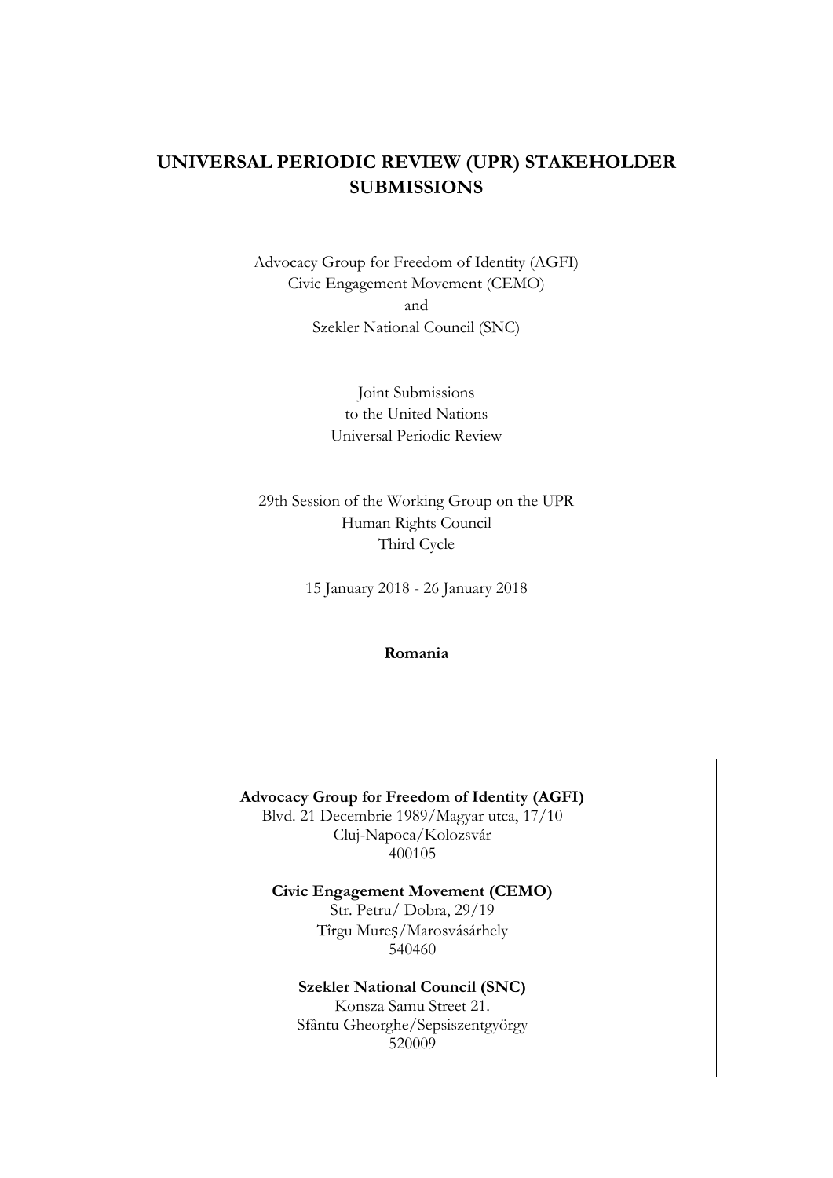# UNIVERSAL PERIODIC REVIEW (UPR) STAKEHOLDER SUBMISSIONS

Advocacy Group for Freedom of Identity (AGFI)
Civic Engagement Movement (CEMO)
and
Szekler National Council (SNC)

Joint Submissions
to the United Nations
Universal Periodic Review

29th Session of the Working Group on the UPR
Human Rights Council
Third Cycle

15 January 2018 - 26 January 2018

**Romania**

**Advocacy Group for Freedom of Identity (AGFI)**
Blvd. 21 Decembrie 1989/Magyar utca, 17/10
Cluj-Napoca/Kolozsvár
400105

**Civic Engagement Movement (CEMO)**
Str. Petru/ Dobra, 29/19
Tîrgu Mureș/Marosvásárhely
540460

**Szekler National Council (SNC)**
Konsza Samu Street 21.
Sfântu Gheorghe/Sepsiszentgyörgy
520009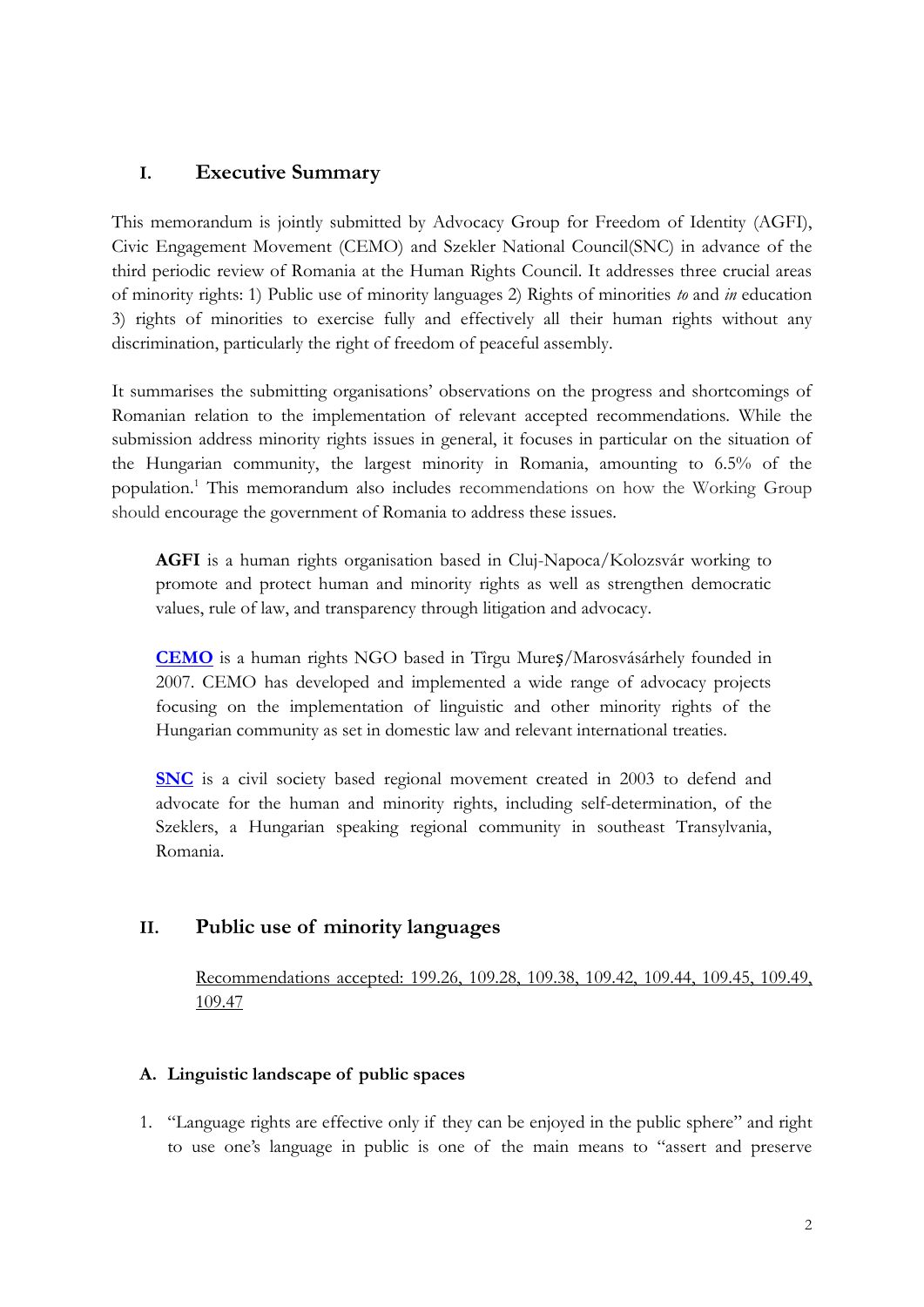## I. Executive Summary

This memorandum is jointly submitted by Advocacy Group for Freedom of Identity (AGFI), Civic Engagement Movement (CEMO) and Szekler National Council(SNC) in advance of the third periodic review of Romania at the Human Rights Council. It addresses three crucial areas of minority rights: 1) Public use of minority languages 2) Rights of minorities *to* and *in* education 3) rights of minorities to exercise fully and effectively all their human rights without any discrimination, particularly the right of freedom of peaceful assembly.

It summarises the submitting organisations' observations on the progress and shortcomings of Romanian relation to the implementation of relevant accepted recommendations. While the submission address minority rights issues in general, it focuses in particular on the situation of the Hungarian community, the largest minority in Romania, amounting to 6.5% of the population.[1] This memorandum also includes recommendations on how the Working Group should encourage the government of Romania to address these issues.

> **AGFI** is a human rights organisation based in Cluj-Napoca/Kolozsvár working to promote and protect human and minority rights as well as strengthen democratic values, rule of law, and transparency through litigation and advocacy.
>
> **CEMO** is a human rights NGO based in Tîrgu Mureş/Marosvásárhely founded in 2007. CEMO has developed and implemented a wide range of advocacy projects focusing on the implementation of linguistic and other minority rights of the Hungarian community as set in domestic law and relevant international treaties.
>
> **SNC** is a civil society based regional movement created in 2003 to defend and advocate for the human and minority rights, including self-determination, of the Szeklers, a Hungarian speaking regional community in southeast Transylvania, Romania.

## II. Public use of minority languages

Recommendations accepted: 199.26, 109.28, 109.38, 109.42, 109.44, 109.45, 109.49, 109.47

### A. Linguistic landscape of public spaces

1. "Language rights are effective only if they can be enjoyed in the public sphere" and right to use one's language in public is one of the main means to "assert and preserve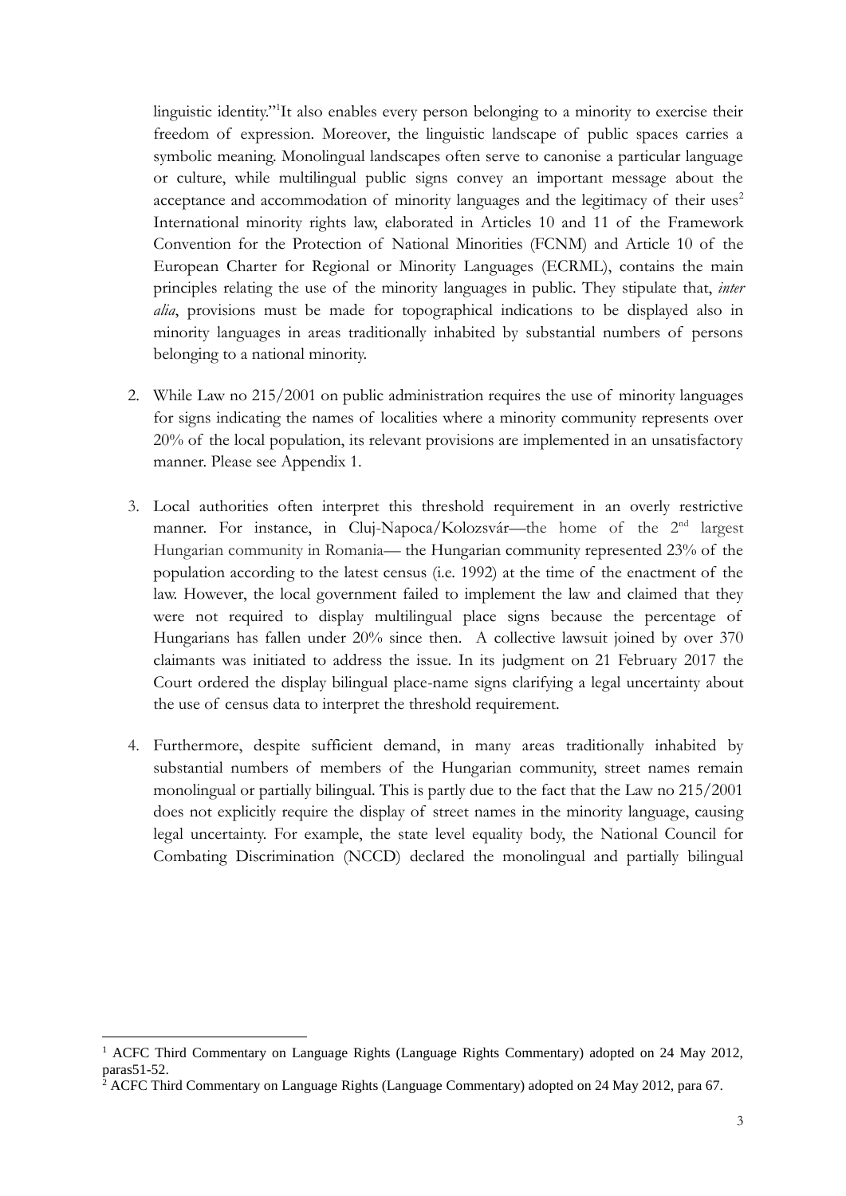linguistic identity."[1]It also enables every person belonging to a minority to exercise their freedom of expression. Moreover, the linguistic landscape of public spaces carries a symbolic meaning. Monolingual landscapes often serve to canonise a particular language or culture, while multilingual public signs convey an important message about the acceptance and accommodation of minority languages and the legitimacy of their uses[2] International minority rights law, elaborated in Articles 10 and 11 of the Framework Convention for the Protection of National Minorities (FCNM) and Article 10 of the European Charter for Regional or Minority Languages (ECRML), contains the main principles relating the use of the minority languages in public. They stipulate that, *inter alia*, provisions must be made for topographical indications to be displayed also in minority languages in areas traditionally inhabited by substantial numbers of persons belonging to a national minority.

2. While Law no 215/2001 on public administration requires the use of minority languages for signs indicating the names of localities where a minority community represents over 20% of the local population, its relevant provisions are implemented in an unsatisfactory manner. Please see Appendix 1.

3. Local authorities often interpret this threshold requirement in an overly restrictive manner. For instance, in Cluj-Napoca/Kolozsvár—the home of the 2nd largest Hungarian community in Romania— the Hungarian community represented 23% of the population according to the latest census (i.e. 1992) at the time of the enactment of the law. However, the local government failed to implement the law and claimed that they were not required to display multilingual place signs because the percentage of Hungarians has fallen under 20% since then. A collective lawsuit joined by over 370 claimants was initiated to address the issue. In its judgment on 21 February 2017 the Court ordered the display bilingual place-name signs clarifying a legal uncertainty about the use of census data to interpret the threshold requirement.

4. Furthermore, despite sufficient demand, in many areas traditionally inhabited by substantial numbers of members of the Hungarian community, street names remain monolingual or partially bilingual. This is partly due to the fact that the Law no 215/2001 does not explicitly require the display of street names in the minority language, causing legal uncertainty. For example, the state level equality body, the National Council for Combating Discrimination (NCCD) declared the monolingual and partially bilingual

[1] ACFC Third Commentary on Language Rights (Language Rights Commentary) adopted on 24 May 2012, paras51-52.

[2] ACFC Third Commentary on Language Rights (Language Commentary) adopted on 24 May 2012, para 67.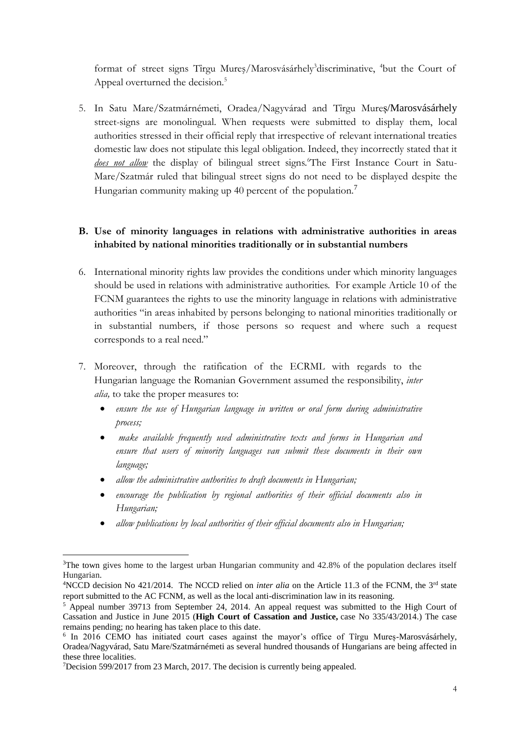format of street signs Tîrgu Mureș/Marosvásárhely[3]discriminative, [4]but the Court of Appeal overturned the decision.[5]

5. In Satu Mare/Szatmárnémeti, Oradea/Nagyvárad and Tîrgu Mureș/Marosvásárhely street-signs are monolingual. When requests were submitted to display them, local authorities stressed in their official reply that irrespective of relevant international treaties domestic law does not stipulate this legal obligation. Indeed, they incorrectly stated that it ***does not allow*** the display of bilingual street signs.[6]The First Instance Court in Satu-Mare/Szatmár ruled that bilingual street signs do not need to be displayed despite the Hungarian community making up 40 percent of the population.[7]

**B. Use of minority languages in relations with administrative authorities in areas inhabited by national minorities traditionally or in substantial numbers**

6. International minority rights law provides the conditions under which minority languages should be used in relations with administrative authorities. For example Article 10 of the FCNM guarantees the rights to use the minority language in relations with administrative authorities "in areas inhabited by persons belonging to national minorities traditionally or in substantial numbers, if those persons so request and where such a request corresponds to a real need."

7. Moreover, through the ratification of the ECRML with regards to the Hungarian language the Romanian Government assumed the responsibility, *inter alia,* to take the proper measures to:
   - *ensure the use of Hungarian language in written or oral form during administrative process;*
   - *make available frequently used administrative texts and forms in Hungarian and ensure that users of minority languages van submit these documents in their own language;*
   - *allow the administrative authorities to draft documents in Hungarian;*
   - *encourage the publication by regional authorities of their official documents also in Hungarian;*
   - *allow publications by local authorities of their official documents also in Hungarian;*

---

[3]The town gives home to the largest urban Hungarian community and 42.8% of the population declares itself Hungarian.

[4]NCCD decision No 421/2014. The NCCD relied on *inter alia* on the Article 11.3 of the FCNM, the 3rd state report submitted to the AC FCNM, as well as the local anti-discrimination law in its reasoning.

[5] Appeal number 39713 from September 24, 2014. An appeal request was submitted to the High Court of Cassation and Justice in June 2015 (**High Court of Cassation and Justice,** case No 335/43/2014.) The case remains pending; no hearing has taken place to this date.

[6] In 2016 CEMO has initiated court cases against the mayor's office of Tîrgu Mureș-Marosvásárhely, Oradea/Nagyvárad, Satu Mare/Szatmárnémeti as several hundred thousands of Hungarians are being affected in these three localities.

[7]Decision 599/2017 from 23 March, 2017. The decision is currently being appealed.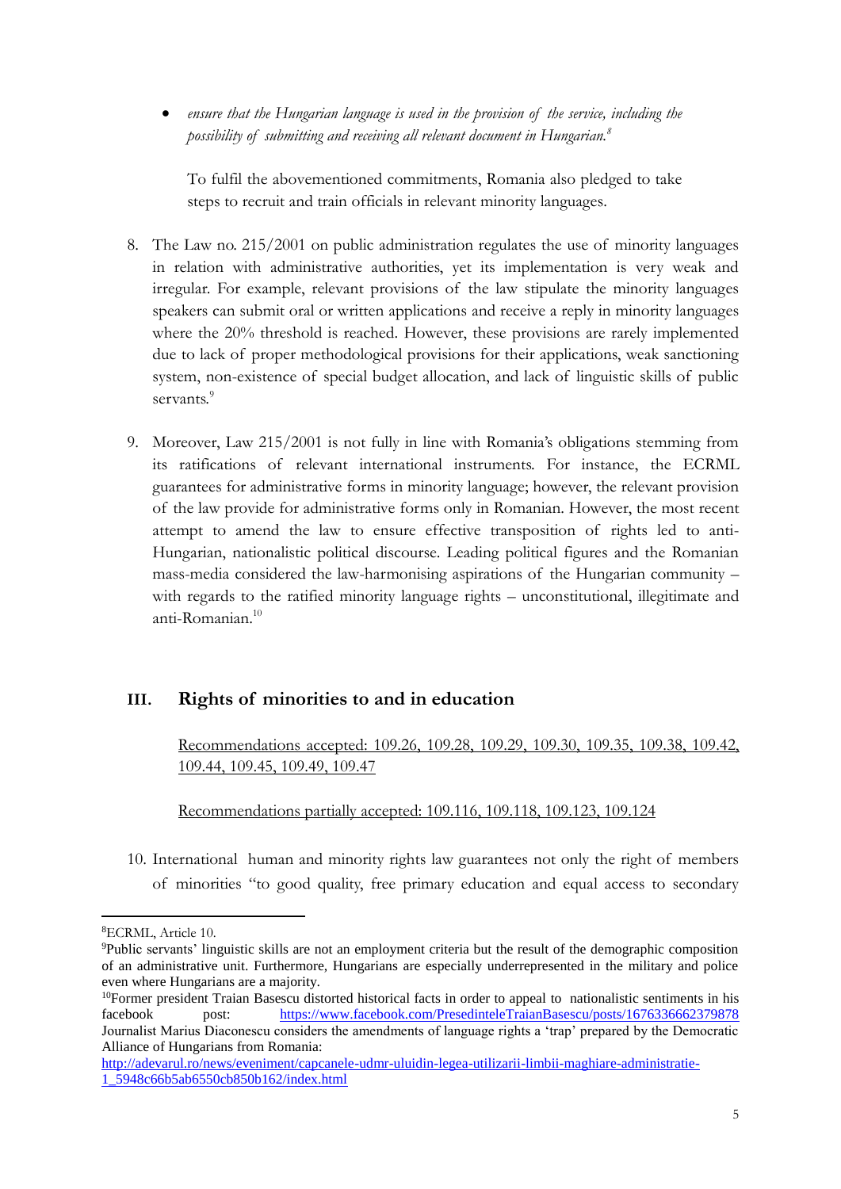- *ensure that the Hungarian language is used in the provision of the service, including the possibility of submitting and receiving all relevant document in Hungarian.*[8]

  To fulfil the abovementioned commitments, Romania also pledged to take steps to recruit and train officials in relevant minority languages.

8. The Law no. 215/2001 on public administration regulates the use of minority languages in relation with administrative authorities, yet its implementation is very weak and irregular. For example, relevant provisions of the law stipulate the minority languages speakers can submit oral or written applications and receive a reply in minority languages where the 20% threshold is reached. However, these provisions are rarely implemented due to lack of proper methodological provisions for their applications, weak sanctioning system, non-existence of special budget allocation, and lack of linguistic skills of public servants.[9]

9. Moreover, Law 215/2001 is not fully in line with Romania's obligations stemming from its ratifications of relevant international instruments. For instance, the ECRML guarantees for administrative forms in minority language; however, the relevant provision of the law provide for administrative forms only in Romanian. However, the most recent attempt to amend the law to ensure effective transposition of rights led to anti-Hungarian, nationalistic political discourse. Leading political figures and the Romanian mass-media considered the law-harmonising aspirations of the Hungarian community – with regards to the ratified minority language rights – unconstitutional, illegitimate and anti-Romanian.[10]

## III. Rights of minorities to and in education

Recommendations accepted: 109.26, 109.28, 109.29, 109.30, 109.35, 109.38, 109.42, 109.44, 109.45, 109.49, 109.47

Recommendations partially accepted: 109.116, 109.118, 109.123, 109.124

10. International human and minority rights law guarantees not only the right of members of minorities "to good quality, free primary education and equal access to secondary

---

[8] ECRML, Article 10.

[9] Public servants' linguistic skills are not an employment criteria but the result of the demographic composition of an administrative unit. Furthermore, Hungarians are especially underrepresented in the military and police even where Hungarians are a majority.

[10] Former president Traian Basescu distorted historical facts in order to appeal to nationalistic sentiments in his facebook post: https://www.facebook.com/PresedinteleTraianBasescu/posts/1676336662379878 Journalist Marius Diaconescu considers the amendments of language rights a 'trap' prepared by the Democratic Alliance of Hungarians from Romania: http://adevarul.ro/news/eveniment/capcanele-udmr-uluidin-legea-utilizarii-limbii-maghiare-administratie-1_5948c66b5ab6550cb850b162/index.html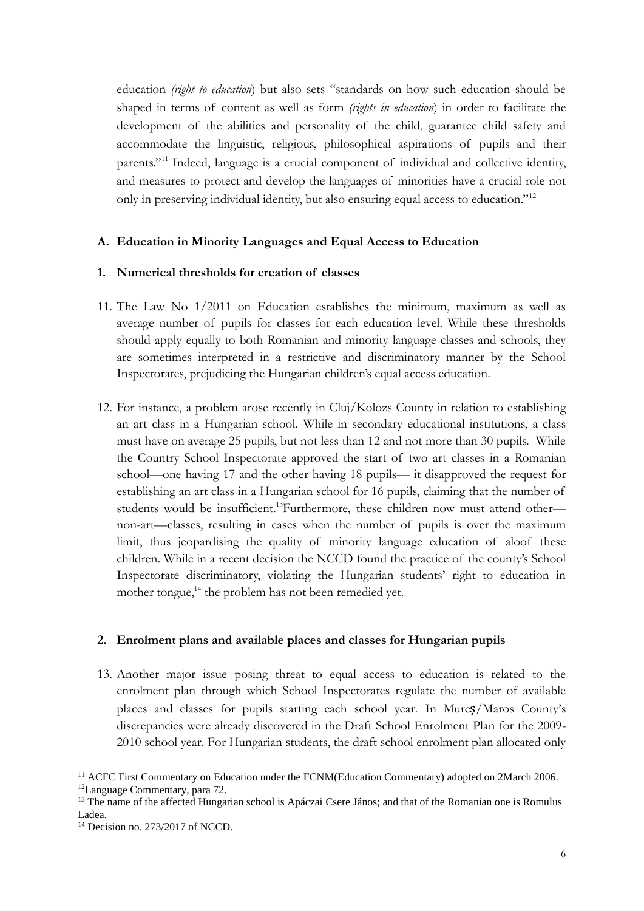education *(right to education*) but also sets "standards on how such education should be shaped in terms of content as well as form *(rights in education*) in order to facilitate the development of the abilities and personality of the child, guarantee child safety and accommodate the linguistic, religious, philosophical aspirations of pupils and their parents."[11] Indeed, language is a crucial component of individual and collective identity, and measures to protect and develop the languages of minorities have a crucial role not only in preserving individual identity, but also ensuring equal access to education."[12]

### A. Education in Minority Languages and Equal Access to Education

#### 1. Numerical thresholds for creation of classes

11. The Law No 1/2011 on Education establishes the minimum, maximum as well as average number of pupils for classes for each education level. While these thresholds should apply equally to both Romanian and minority language classes and schools, they are sometimes interpreted in a restrictive and discriminatory manner by the School Inspectorates, prejudicing the Hungarian children's equal access education.

12. For instance, a problem arose recently in Cluj/Kolozs County in relation to establishing an art class in a Hungarian school. While in secondary educational institutions, a class must have on average 25 pupils, but not less than 12 and not more than 30 pupils. While the Country School Inspectorate approved the start of two art classes in a Romanian school—one having 17 and the other having 18 pupils— it disapproved the request for establishing an art class in a Hungarian school for 16 pupils, claiming that the number of students would be insufficient.[13]Furthermore, these children now must attend other—non-art—classes, resulting in cases when the number of pupils is over the maximum limit, thus jeopardising the quality of minority language education of aloof these children. While in a recent decision the NCCD found the practice of the county's School Inspectorate discriminatory, violating the Hungarian students' right to education in mother tongue,[14] the problem has not been remedied yet.

#### 2. Enrolment plans and available places and classes for Hungarian pupils

13. Another major issue posing threat to equal access to education is related to the enrolment plan through which School Inspectorates regulate the number of available places and classes for pupils starting each school year. In Mureş/Maros County's discrepancies were already discovered in the Draft School Enrolment Plan for the 2009-2010 school year. For Hungarian students, the draft school enrolment plan allocated only

---

[11] ACFC First Commentary on Education under the FCNM(Education Commentary) adopted on 2March 2006.

[12]Language Commentary, para 72.

[13] The name of the affected Hungarian school is Apáczai Csere János; and that of the Romanian one is Romulus Ladea.

[14] Decision no. 273/2017 of NCCD.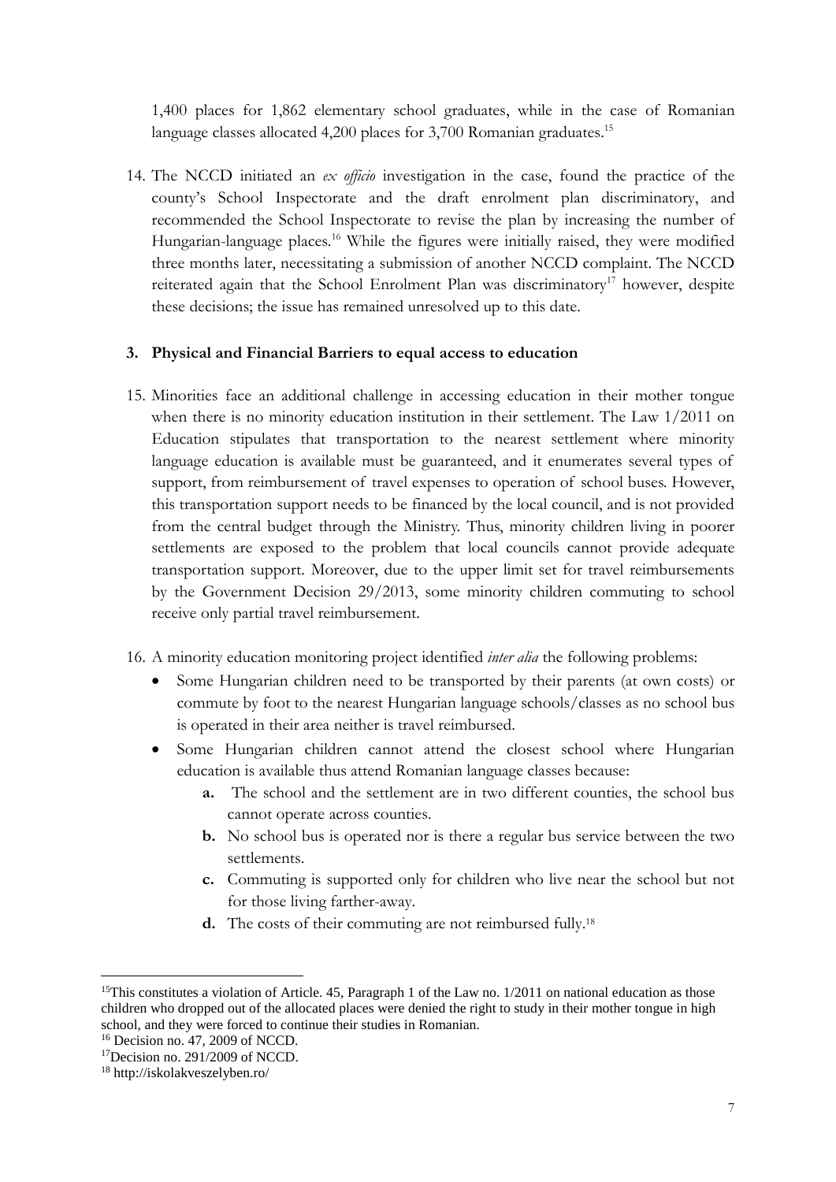1,400 places for 1,862 elementary school graduates, while in the case of Romanian language classes allocated 4,200 places for 3,700 Romanian graduates.[15]

14. The NCCD initiated an *ex officio* investigation in the case, found the practice of the county's School Inspectorate and the draft enrolment plan discriminatory, and recommended the School Inspectorate to revise the plan by increasing the number of Hungarian-language places.[16] While the figures were initially raised, they were modified three months later, necessitating a submission of another NCCD complaint. The NCCD reiterated again that the School Enrolment Plan was discriminatory[17] however, despite these decisions; the issue has remained unresolved up to this date.

### 3. Physical and Financial Barriers to equal access to education

15. Minorities face an additional challenge in accessing education in their mother tongue when there is no minority education institution in their settlement. The Law 1/2011 on Education stipulates that transportation to the nearest settlement where minority language education is available must be guaranteed, and it enumerates several types of support, from reimbursement of travel expenses to operation of school buses. However, this transportation support needs to be financed by the local council, and is not provided from the central budget through the Ministry. Thus, minority children living in poorer settlements are exposed to the problem that local councils cannot provide adequate transportation support. Moreover, due to the upper limit set for travel reimbursements by the Government Decision 29/2013, some minority children commuting to school receive only partial travel reimbursement.

16. A minority education monitoring project identified *inter alia* the following problems:
    - Some Hungarian children need to be transported by their parents (at own costs) or commute by foot to the nearest Hungarian language schools/classes as no school bus is operated in their area neither is travel reimbursed.
    - Some Hungarian children cannot attend the closest school where Hungarian education is available thus attend Romanian language classes because:
        - **a.** The school and the settlement are in two different counties, the school bus cannot operate across counties.
        - **b.** No school bus is operated nor is there a regular bus service between the two settlements.
        - **c.** Commuting is supported only for children who live near the school but not for those living farther-away.
        - **d.** The costs of their commuting are not reimbursed fully.[18]

---

[15] This constitutes a violation of Article. 45, Paragraph 1 of the Law no. 1/2011 on national education as those children who dropped out of the allocated places were denied the right to study in their mother tongue in high school, and they were forced to continue their studies in Romanian.

[16] Decision no. 47, 2009 of NCCD.

[17] Decision no. 291/2009 of NCCD.

[18] http://iskolakveszelyben.ro/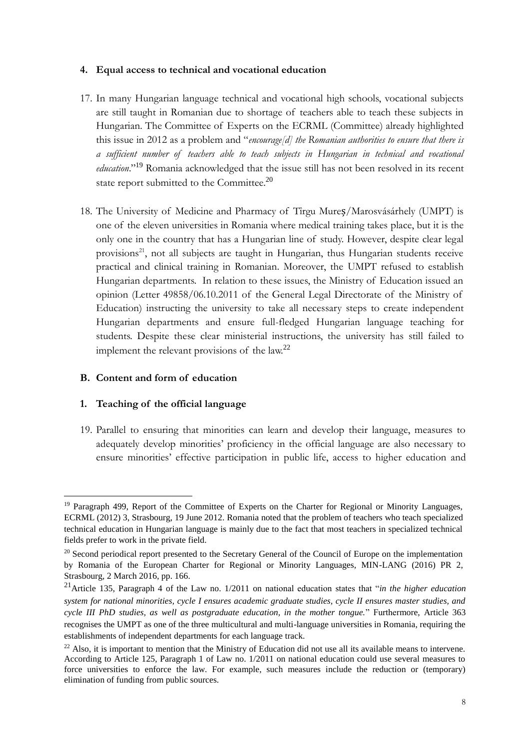#### 4. Equal access to technical and vocational education

17. In many Hungarian language technical and vocational high schools, vocational subjects are still taught in Romanian due to shortage of teachers able to teach these subjects in Hungarian. The Committee of Experts on the ECRML (Committee) already highlighted this issue in 2012 as a problem and "*encourage[d] the Romanian authorities to ensure that there is a sufficient number of teachers able to teach subjects in Hungarian in technical and vocational education*."[19] Romania acknowledged that the issue still has not been resolved in its recent state report submitted to the Committee.[20]

18. The University of Medicine and Pharmacy of Tîrgu Mureș/Marosvásárhely (UMPT) is one of the eleven universities in Romania where medical training takes place, but it is the only one in the country that has a Hungarian line of study. However, despite clear legal provisions[21], not all subjects are taught in Hungarian, thus Hungarian students receive practical and clinical training in Romanian. Moreover, the UMPT refused to establish Hungarian departments. In relation to these issues, the Ministry of Education issued an opinion (Letter 49858/06.10.2011 of the General Legal Directorate of the Ministry of Education) instructing the university to take all necessary steps to create independent Hungarian departments and ensure full-fledged Hungarian language teaching for students. Despite these clear ministerial instructions, the university has still failed to implement the relevant provisions of the law.[22]

### B. Content and form of education

#### 1. Teaching of the official language

19. Parallel to ensuring that minorities can learn and develop their language, measures to adequately develop minorities' proficiency in the official language are also necessary to ensure minorities' effective participation in public life, access to higher education and

---

[19] Paragraph 499, Report of the Committee of Experts on the Charter for Regional or Minority Languages, ECRML (2012) 3, Strasbourg, 19 June 2012. Romania noted that the problem of teachers who teach specialized technical education in Hungarian language is mainly due to the fact that most teachers in specialized technical fields prefer to work in the private field.

[20] Second periodical report presented to the Secretary General of the Council of Europe on the implementation by Romania of the European Charter for Regional or Minority Languages, MIN-LANG (2016) PR 2, Strasbourg, 2 March 2016, pp. 166.

[21] Article 135, Paragraph 4 of the Law no. 1/2011 on national education states that "*in the higher education system for national minorities, cycle I ensures academic graduate studies, cycle II ensures master studies, and cycle III PhD studies, as well as postgraduate education, in the mother tongue.*" Furthermore, Article 363 recognises the UMPT as one of the three multicultural and multi-language universities in Romania, requiring the establishments of independent departments for each language track.

[22] Also, it is important to mention that the Ministry of Education did not use all its available means to intervene. According to Article 125, Paragraph 1 of Law no. 1/2011 on national education could use several measures to force universities to enforce the law. For example, such measures include the reduction or (temporary) elimination of funding from public sources.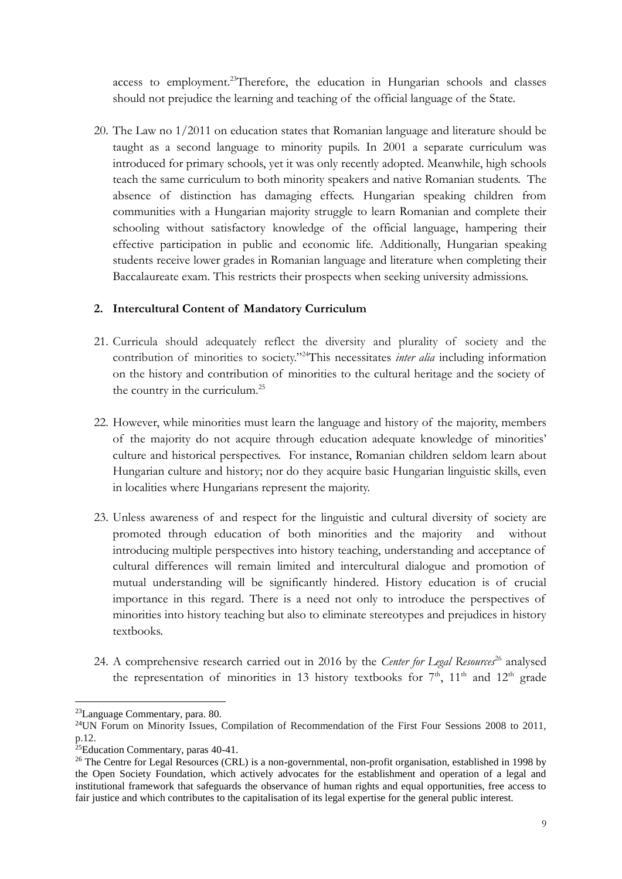access to employment.[23]Therefore, the education in Hungarian schools and classes should not prejudice the learning and teaching of the official language of the State.

20. The Law no 1/2011 on education states that Romanian language and literature should be taught as a second language to minority pupils. In 2001 a separate curriculum was introduced for primary schools, yet it was only recently adopted. Meanwhile, high schools teach the same curriculum to both minority speakers and native Romanian students. The absence of distinction has damaging effects. Hungarian speaking children from communities with a Hungarian majority struggle to learn Romanian and complete their schooling without satisfactory knowledge of the official language, hampering their effective participation in public and economic life. Additionally, Hungarian speaking students receive lower grades in Romanian language and literature when completing their Baccalaureate exam. This restricts their prospects when seeking university admissions.

**2. Intercultural Content of Mandatory Curriculum**

21. Curricula should adequately reflect the diversity and plurality of society and the contribution of minorities to society."[24]This necessitates *inter alia* including information on the history and contribution of minorities to the cultural heritage and the society of the country in the curriculum.[25]

22. However, while minorities must learn the language and history of the majority, members of the majority do not acquire through education adequate knowledge of minorities' culture and historical perspectives. For instance, Romanian children seldom learn about Hungarian culture and history; nor do they acquire basic Hungarian linguistic skills, even in localities where Hungarians represent the majority.

23. Unless awareness of and respect for the linguistic and cultural diversity of society are promoted through education of both minorities and the majority and without introducing multiple perspectives into history teaching, understanding and acceptance of cultural differences will remain limited and intercultural dialogue and promotion of mutual understanding will be significantly hindered. History education is of crucial importance in this regard. There is a need not only to introduce the perspectives of minorities into history teaching but also to eliminate stereotypes and prejudices in history textbooks.

24. A comprehensive research carried out in 2016 by the *Center for Legal Resources*[26] analysed the representation of minorities in 13 history textbooks for 7th, 11th and 12th grade

---

[23]Language Commentary, para. 80.

[24]UN Forum on Minority Issues, Compilation of Recommendation of the First Four Sessions 2008 to 2011, p.12.

[25]Education Commentary, paras 40-41.

[26] The Centre for Legal Resources (CRL) is a non-governmental, non-profit organisation, established in 1998 by the Open Society Foundation, which actively advocates for the establishment and operation of a legal and institutional framework that safeguards the observance of human rights and equal opportunities, free access to fair justice and which contributes to the capitalisation of its legal expertise for the general public interest.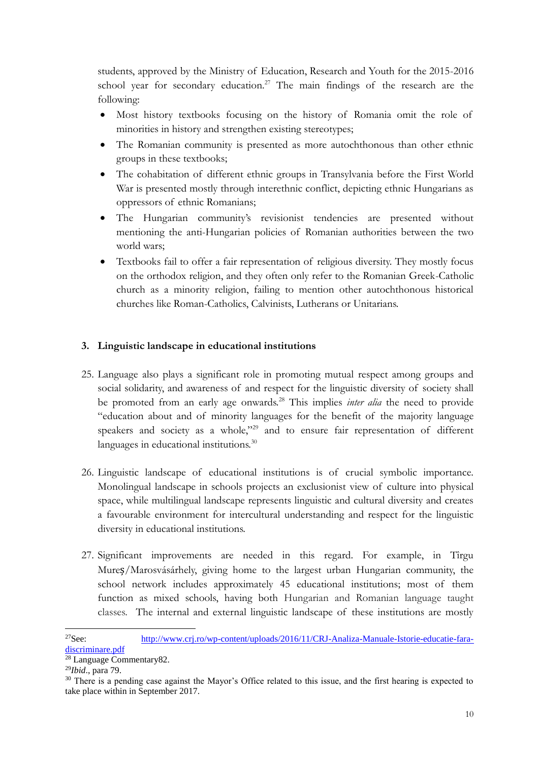students, approved by the Ministry of Education, Research and Youth for the 2015-2016 school year for secondary education.[27] The main findings of the research are the following:

- Most history textbooks focusing on the history of Romania omit the role of minorities in history and strengthen existing stereotypes;
- The Romanian community is presented as more autochthonous than other ethnic groups in these textbooks;
- The cohabitation of different ethnic groups in Transylvania before the First World War is presented mostly through interethnic conflict, depicting ethnic Hungarians as oppressors of ethnic Romanians;
- The Hungarian community's revisionist tendencies are presented without mentioning the anti-Hungarian policies of Romanian authorities between the two world wars;
- Textbooks fail to offer a fair representation of religious diversity. They mostly focus on the orthodox religion, and they often only refer to the Romanian Greek-Catholic church as a minority religion, failing to mention other autochthonous historical churches like Roman-Catholics, Calvinists, Lutherans or Unitarians.

### 3. Linguistic landscape in educational institutions

25. Language also plays a significant role in promoting mutual respect among groups and social solidarity, and awareness of and respect for the linguistic diversity of society shall be promoted from an early age onwards.[28] This implies *inter alia* the need to provide "education about and of minority languages for the benefit of the majority language speakers and society as a whole,"[29] and to ensure fair representation of different languages in educational institutions.[30]

26. Linguistic landscape of educational institutions is of crucial symbolic importance. Monolingual landscape in schools projects an exclusionist view of culture into physical space, while multilingual landscape represents linguistic and cultural diversity and creates a favourable environment for intercultural understanding and respect for the linguistic diversity in educational institutions.

27. Significant improvements are needed in this regard. For example, in Tîrgu Mureş/Marosvásárhely, giving home to the largest urban Hungarian community, the school network includes approximately 45 educational institutions; most of them function as mixed schools, having both Hungarian and Romanian language taught classes. The internal and external linguistic landscape of these institutions are mostly

---

[27] See: http://www.crj.ro/wp-content/uploads/2016/11/CRJ-Analiza-Manuale-Istorie-educatie-fara-discriminare.pdf

[28] Language Commentary82.

[29] *Ibid*., para 79.

[30] There is a pending case against the Mayor's Office related to this issue, and the first hearing is expected to take place within in September 2017.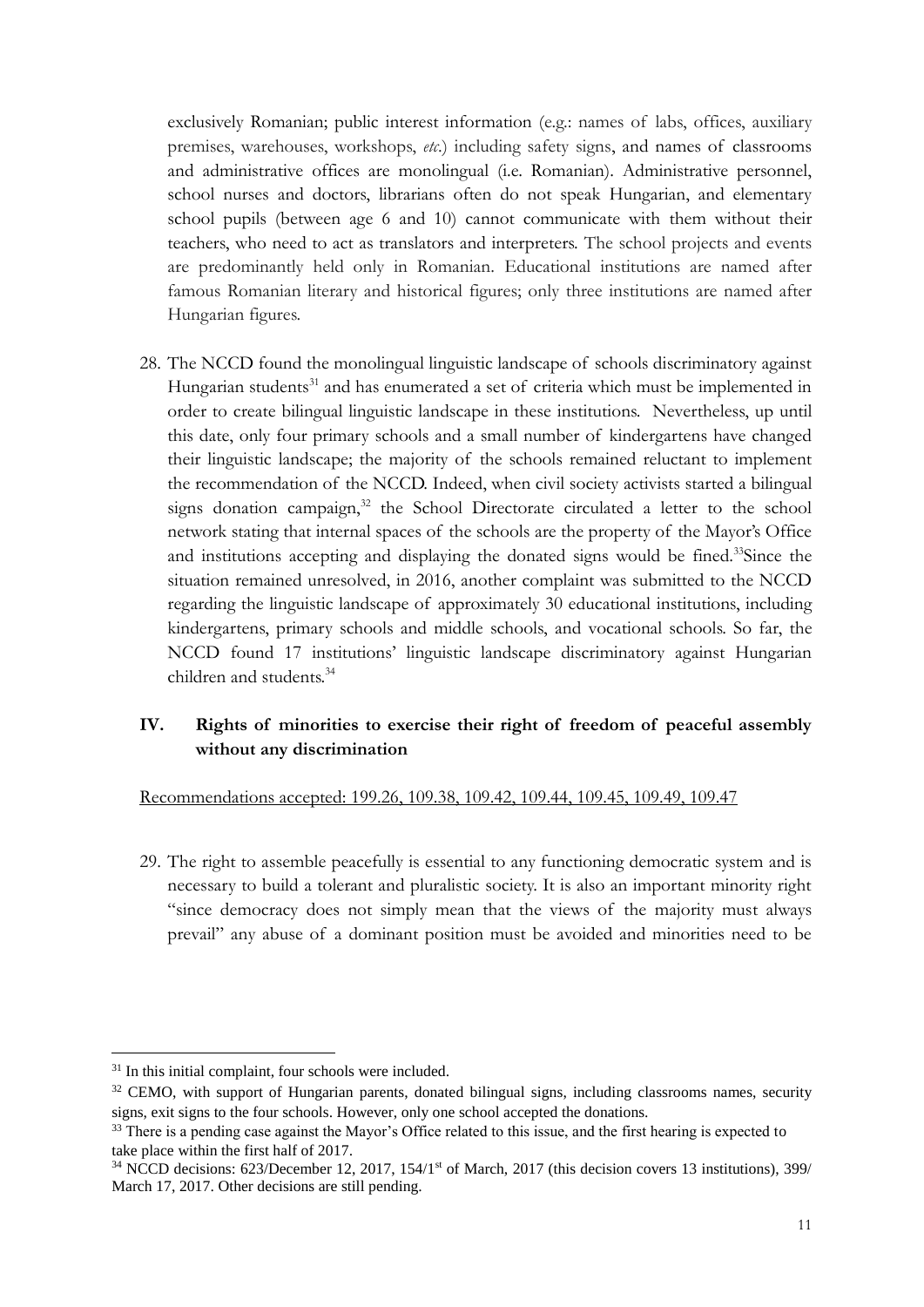exclusively Romanian; public interest information (e.g.: names of labs, offices, auxiliary premises, warehouses, workshops, *etc*.) including safety signs, and names of classrooms and administrative offices are monolingual (i.e. Romanian). Administrative personnel, school nurses and doctors, librarians often do not speak Hungarian, and elementary school pupils (between age 6 and 10) cannot communicate with them without their teachers, who need to act as translators and interpreters. The school projects and events are predominantly held only in Romanian. Educational institutions are named after famous Romanian literary and historical figures; only three institutions are named after Hungarian figures.

28. The NCCD found the monolingual linguistic landscape of schools discriminatory against Hungarian students[31] and has enumerated a set of criteria which must be implemented in order to create bilingual linguistic landscape in these institutions. Nevertheless, up until this date, only four primary schools and a small number of kindergartens have changed their linguistic landscape; the majority of the schools remained reluctant to implement the recommendation of the NCCD. Indeed, when civil society activists started a bilingual signs donation campaign,[32] the School Directorate circulated a letter to the school network stating that internal spaces of the schools are the property of the Mayor's Office and institutions accepting and displaying the donated signs would be fined.[33]Since the situation remained unresolved, in 2016, another complaint was submitted to the NCCD regarding the linguistic landscape of approximately 30 educational institutions, including kindergartens, primary schools and middle schools, and vocational schools. So far, the NCCD found 17 institutions' linguistic landscape discriminatory against Hungarian children and students.[34]

## IV. Rights of minorities to exercise their right of freedom of peaceful assembly without any discrimination

Recommendations accepted: 199.26, 109.38, 109.42, 109.44, 109.45, 109.49, 109.47

29. The right to assemble peacefully is essential to any functioning democratic system and is necessary to build a tolerant and pluralistic society. It is also an important minority right "since democracy does not simply mean that the views of the majority must always prevail" any abuse of a dominant position must be avoided and minorities need to be

---

[31] In this initial complaint, four schools were included.

[32] CEMO, with support of Hungarian parents, donated bilingual signs, including classrooms names, security signs, exit signs to the four schools. However, only one school accepted the donations.

[33] There is a pending case against the Mayor's Office related to this issue, and the first hearing is expected to take place within the first half of 2017.

[34] NCCD decisions: 623/December 12, 2017, 154/1st of March, 2017 (this decision covers 13 institutions), 399/ March 17, 2017. Other decisions are still pending.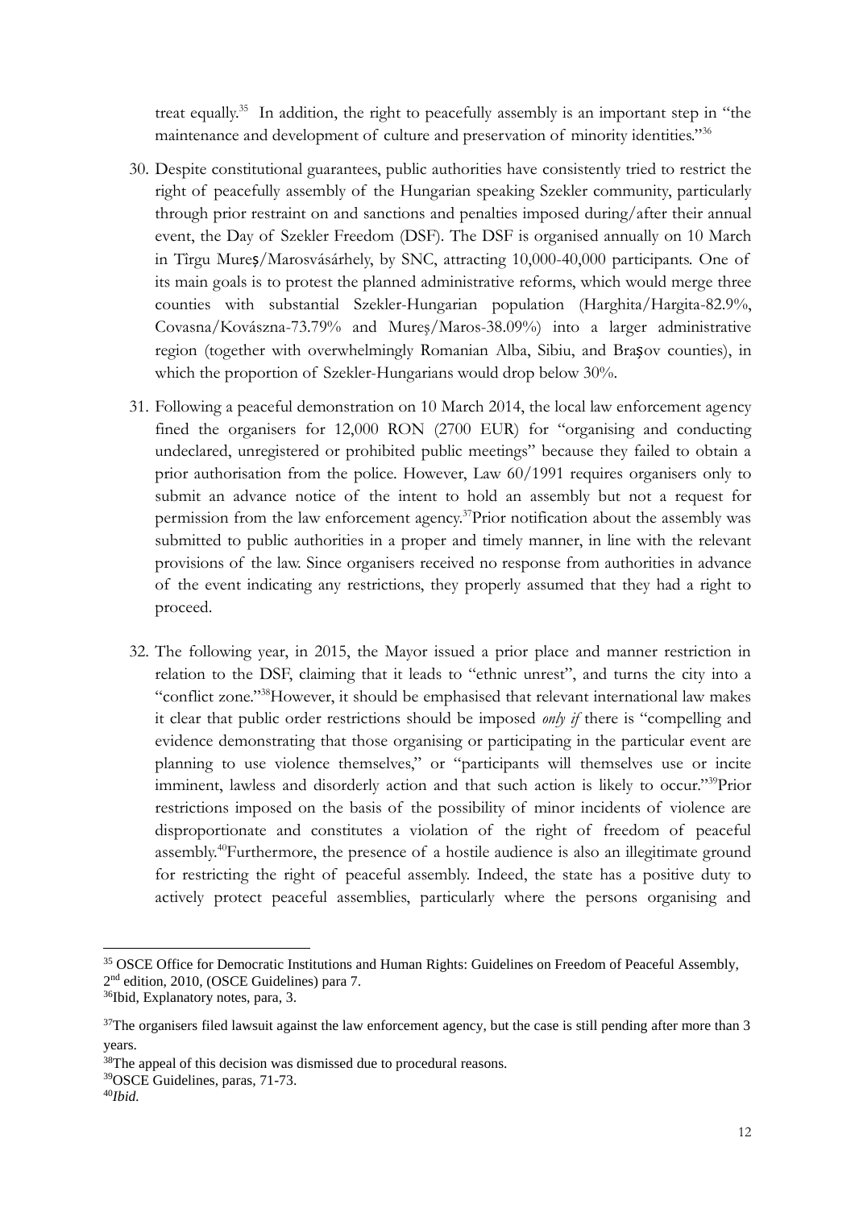treat equally.[35] In addition, the right to peacefully assembly is an important step in "the maintenance and development of culture and preservation of minority identities."[36]

30. Despite constitutional guarantees, public authorities have consistently tried to restrict the right of peacefully assembly of the Hungarian speaking Szekler community, particularly through prior restraint on and sanctions and penalties imposed during/after their annual event, the Day of Szekler Freedom (DSF). The DSF is organised annually on 10 March in Tîrgu Mureș/Marosvásárhely, by SNC, attracting 10,000-40,000 participants. One of its main goals is to protest the planned administrative reforms, which would merge three counties with substantial Szekler-Hungarian population (Harghita/Hargita-82.9%, Covasna/Kovászna-73.79% and Mureș/Maros-38.09%) into a larger administrative region (together with overwhelmingly Romanian Alba, Sibiu, and Brașov counties), in which the proportion of Szekler-Hungarians would drop below 30%.

31. Following a peaceful demonstration on 10 March 2014, the local law enforcement agency fined the organisers for 12,000 RON (2700 EUR) for "organising and conducting undeclared, unregistered or prohibited public meetings" because they failed to obtain a prior authorisation from the police. However, Law 60/1991 requires organisers only to submit an advance notice of the intent to hold an assembly but not a request for permission from the law enforcement agency.[37] Prior notification about the assembly was submitted to public authorities in a proper and timely manner, in line with the relevant provisions of the law. Since organisers received no response from authorities in advance of the event indicating any restrictions, they properly assumed that they had a right to proceed.

32. The following year, in 2015, the Mayor issued a prior place and manner restriction in relation to the DSF, claiming that it leads to "ethnic unrest", and turns the city into a "conflict zone."[38] However, it should be emphasised that relevant international law makes it clear that public order restrictions should be imposed *only if* there is "compelling and evidence demonstrating that those organising or participating in the particular event are planning to use violence themselves," or "participants will themselves use or incite imminent, lawless and disorderly action and that such action is likely to occur."[39] Prior restrictions imposed on the basis of the possibility of minor incidents of violence are disproportionate and constitutes a violation of the right of freedom of peaceful assembly.[40] Furthermore, the presence of a hostile audience is also an illegitimate ground for restricting the right of peaceful assembly. Indeed, the state has a positive duty to actively protect peaceful assemblies, particularly where the persons organising and

---

[35] OSCE Office for Democratic Institutions and Human Rights: Guidelines on Freedom of Peaceful Assembly, 2nd edition, 2010, (OSCE Guidelines) para 7.

[36] Ibid, Explanatory notes, para, 3.

[37] The organisers filed lawsuit against the law enforcement agency, but the case is still pending after more than 3 years.

[38] The appeal of this decision was dismissed due to procedural reasons.

[39] OSCE Guidelines, paras, 71-73.

[40] *Ibid.*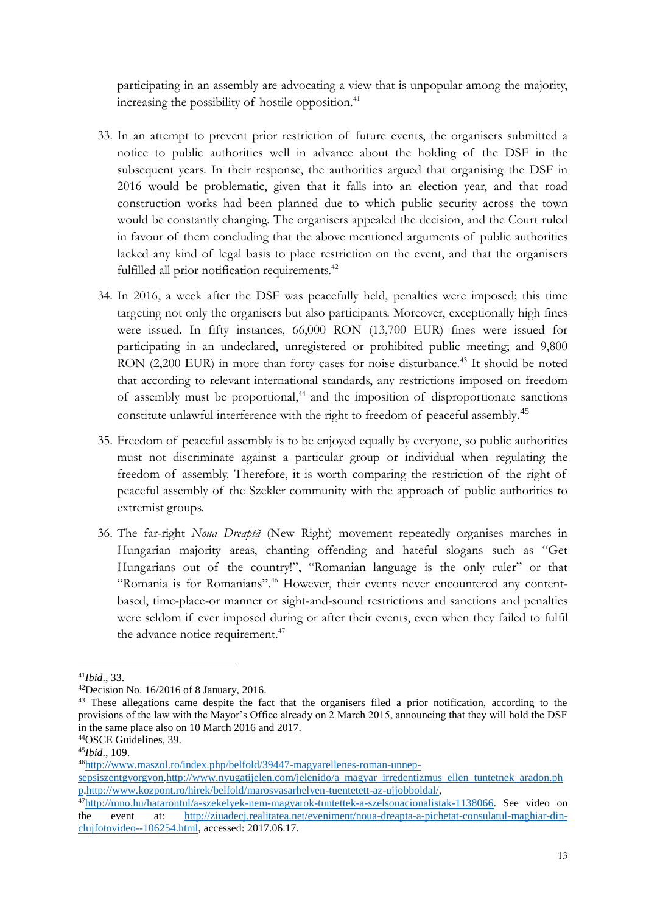participating in an assembly are advocating a view that is unpopular among the majority, increasing the possibility of hostile opposition.[41]

33. In an attempt to prevent prior restriction of future events, the organisers submitted a notice to public authorities well in advance about the holding of the DSF in the subsequent years. In their response, the authorities argued that organising the DSF in 2016 would be problematic, given that it falls into an election year, and that road construction works had been planned due to which public security across the town would be constantly changing. The organisers appealed the decision, and the Court ruled in favour of them concluding that the above mentioned arguments of public authorities lacked any kind of legal basis to place restriction on the event, and that the organisers fulfilled all prior notification requirements.[42]

34. In 2016, a week after the DSF was peacefully held, penalties were imposed; this time targeting not only the organisers but also participants. Moreover, exceptionally high fines were issued. In fifty instances, 66,000 RON (13,700 EUR) fines were issued for participating in an undeclared, unregistered or prohibited public meeting; and 9,800 RON (2,200 EUR) in more than forty cases for noise disturbance.[43] It should be noted that according to relevant international standards, any restrictions imposed on freedom of assembly must be proportional,[44] and the imposition of disproportionate sanctions constitute unlawful interference with the right to freedom of peaceful assembly.[45]

35. Freedom of peaceful assembly is to be enjoyed equally by everyone, so public authorities must not discriminate against a particular group or individual when regulating the freedom of assembly. Therefore, it is worth comparing the restriction of the right of peaceful assembly of the Szekler community with the approach of public authorities to extremist groups.

36. The far-right *Noua Dreaptă* (New Right) movement repeatedly organises marches in Hungarian majority areas, chanting offending and hateful slogans such as "Get Hungarians out of the country!", "Romanian language is the only ruler" or that "Romania is for Romanians".[46] However, their events never encountered any content-based, time-place-or manner or sight-and-sound restrictions and sanctions and penalties were seldom if ever imposed during or after their events, even when they failed to fulfil the advance notice requirement.[47]

---

[41] *Ibid*., 33.

[42] Decision No. 16/2016 of 8 January, 2016.

[43] These allegations came despite the fact that the organisers filed a prior notification, according to the provisions of the law with the Mayor's Office already on 2 March 2015, announcing that they will hold the DSF in the same place also on 10 March 2016 and 2017.

[44] OSCE Guidelines, 39.

[45] *Ibid*., 109.

[46] http://www.maszol.ro/index.php/belfold/39447-magyarellenes-roman-unnep-sepsiszentgyorgyon.http://www.nyugatijelen.com/jelenido/a_magyar_irredentizmus_ellen_tuntetnek_aradon.php.http://www.kozpont.ro/hirek/belfold/marosvasarhelyen-tuentetett-az-ujjobboldal/,

[47] http://mno.hu/hatarontul/a-szekelyek-nem-magyarok-tuntettek-a-szelsonacionalistak-1138066. See video on the event at: http://ziuadecj.realitatea.net/eveniment/noua-dreapta-a-pichetat-consulatul-maghiar-din-clujfotovideo--106254.html, accessed: 2017.06.17.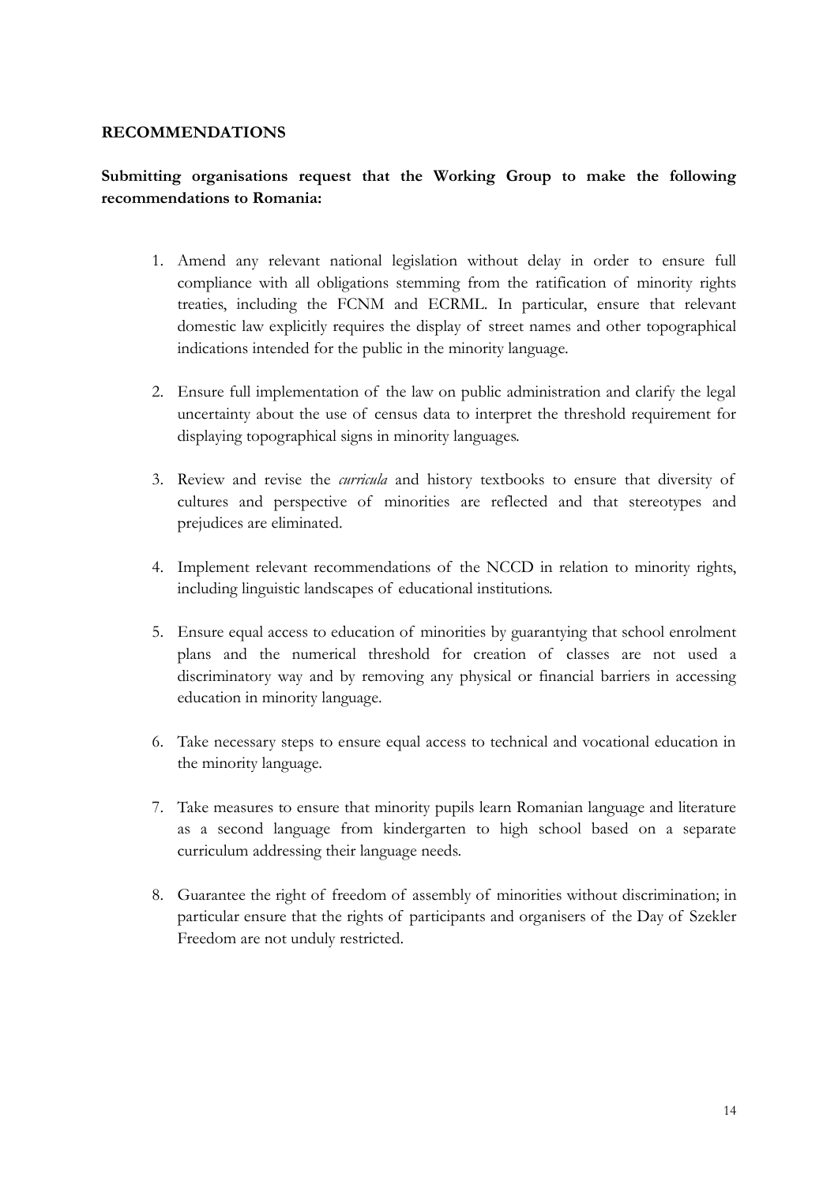**RECOMMENDATIONS**

**Submitting organisations request that the Working Group to make the following recommendations to Romania:**

1. Amend any relevant national legislation without delay in order to ensure full compliance with all obligations stemming from the ratification of minority rights treaties, including the FCNM and ECRML. In particular, ensure that relevant domestic law explicitly requires the display of street names and other topographical indications intended for the public in the minority language.

2. Ensure full implementation of the law on public administration and clarify the legal uncertainty about the use of census data to interpret the threshold requirement for displaying topographical signs in minority languages.

3. Review and revise the *curricula* and history textbooks to ensure that diversity of cultures and perspective of minorities are reflected and that stereotypes and prejudices are eliminated.

4. Implement relevant recommendations of the NCCD in relation to minority rights, including linguistic landscapes of educational institutions.

5. Ensure equal access to education of minorities by guarantying that school enrolment plans and the numerical threshold for creation of classes are not used a discriminatory way and by removing any physical or financial barriers in accessing education in minority language.

6. Take necessary steps to ensure equal access to technical and vocational education in the minority language.

7. Take measures to ensure that minority pupils learn Romanian language and literature as a second language from kindergarten to high school based on a separate curriculum addressing their language needs.

8. Guarantee the right of freedom of assembly of minorities without discrimination; in particular ensure that the rights of participants and organisers of the Day of Szekler Freedom are not unduly restricted.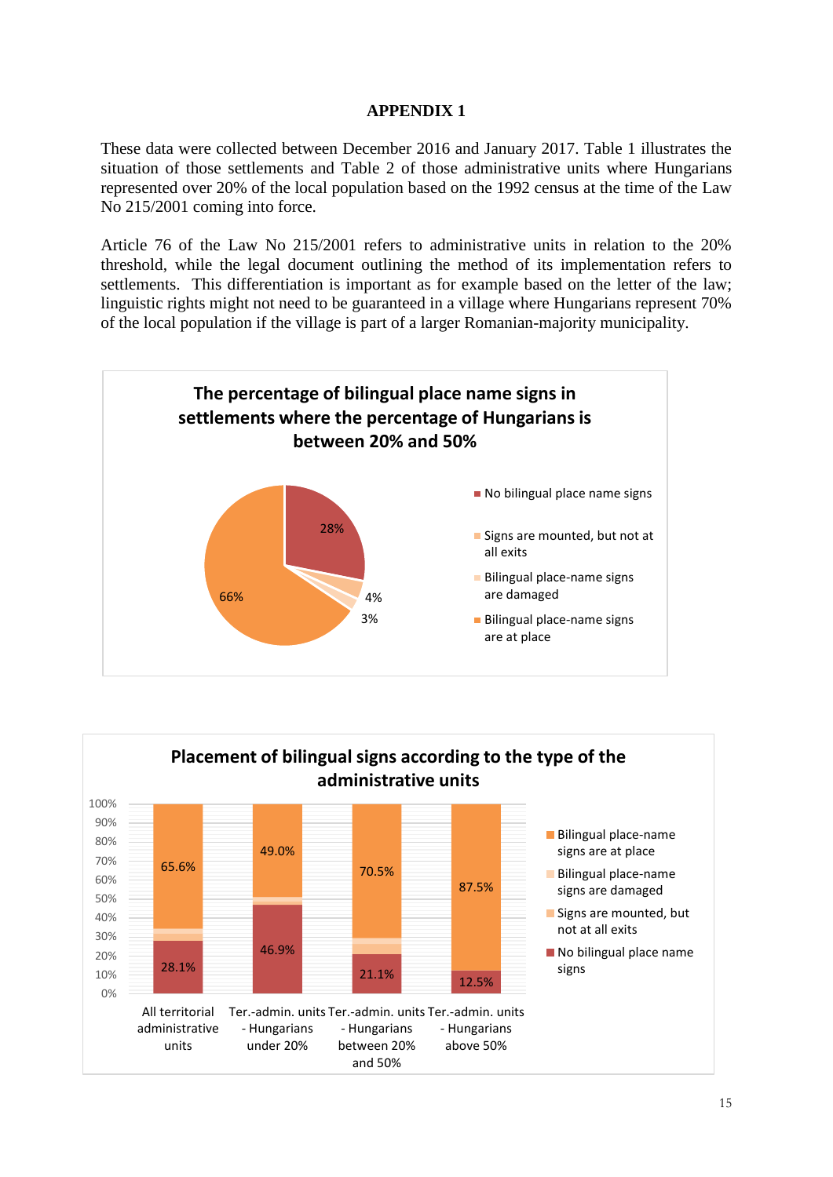# APPENDIX 1

These data were collected between December 2016 and January 2017. Table 1 illustrates the situation of those settlements and Table 2 of those administrative units where Hungarians represented over 20% of the local population based on the 1992 census at the time of the Law No 215/2001 coming into force.

Article 76 of the Law No 215/2001 refers to administrative units in relation to the 20% threshold, while the legal document outlining the method of its implementation refers to settlements. This differentiation is important as for example based on the letter of the law; linguistic rights might not need to be guaranteed in a village where Hungarians represent 70% of the local population if the village is part of a larger Romanian-majority municipality.

**The percentage of bilingual place name signs in settlements where the percentage of Hungarians is between 20% and 50%**

28%
4%
3%
66%

No bilingual place name signs
Signs are mounted, but not at all exits
Bilingual place-name signs are damaged
Bilingual place-name signs are at place

**Placement of bilingual signs according to the type of the administrative units**

100%
90%
80%
70%
60%
50%
40%
30%
20%
10%
0%

65.6%
28.1%
49.0%
46.9%
70.5%
21.1%
87.5%
12.5%

All territorial administrative units
Ter.-admin. units - Hungarians under 20%
Ter.-admin. units - Hungarians between 20% and 50%
Ter.-admin. units - Hungarians above 50%

Bilingual place-name signs are at place
Bilingual place-name signs are damaged
Signs are mounted, but not at all exits
No bilingual place name signs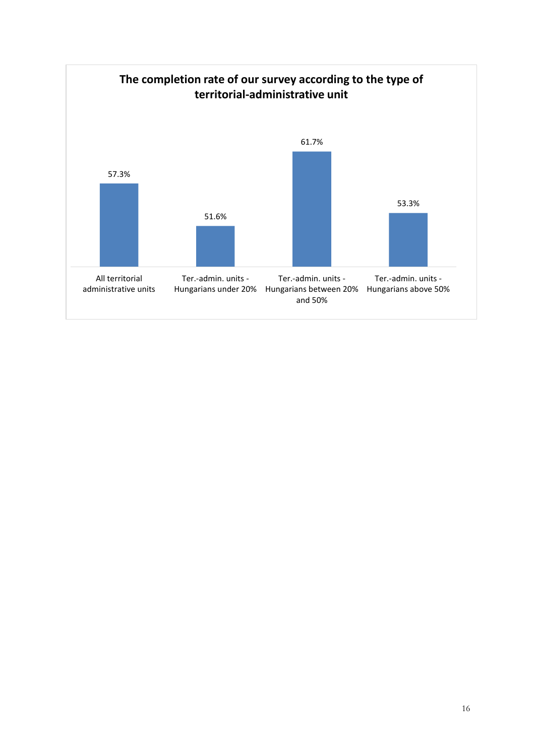The completion rate of our survey according to the type of territorial-administrative unit

57.3%

51.6%

61.7%

53.3%

All territorial administrative units

Ter.-admin. units - Hungarians under 20%

Ter.-admin. units - Hungarians between 20% and 50%

Ter.-admin. units - Hungarians above 50%